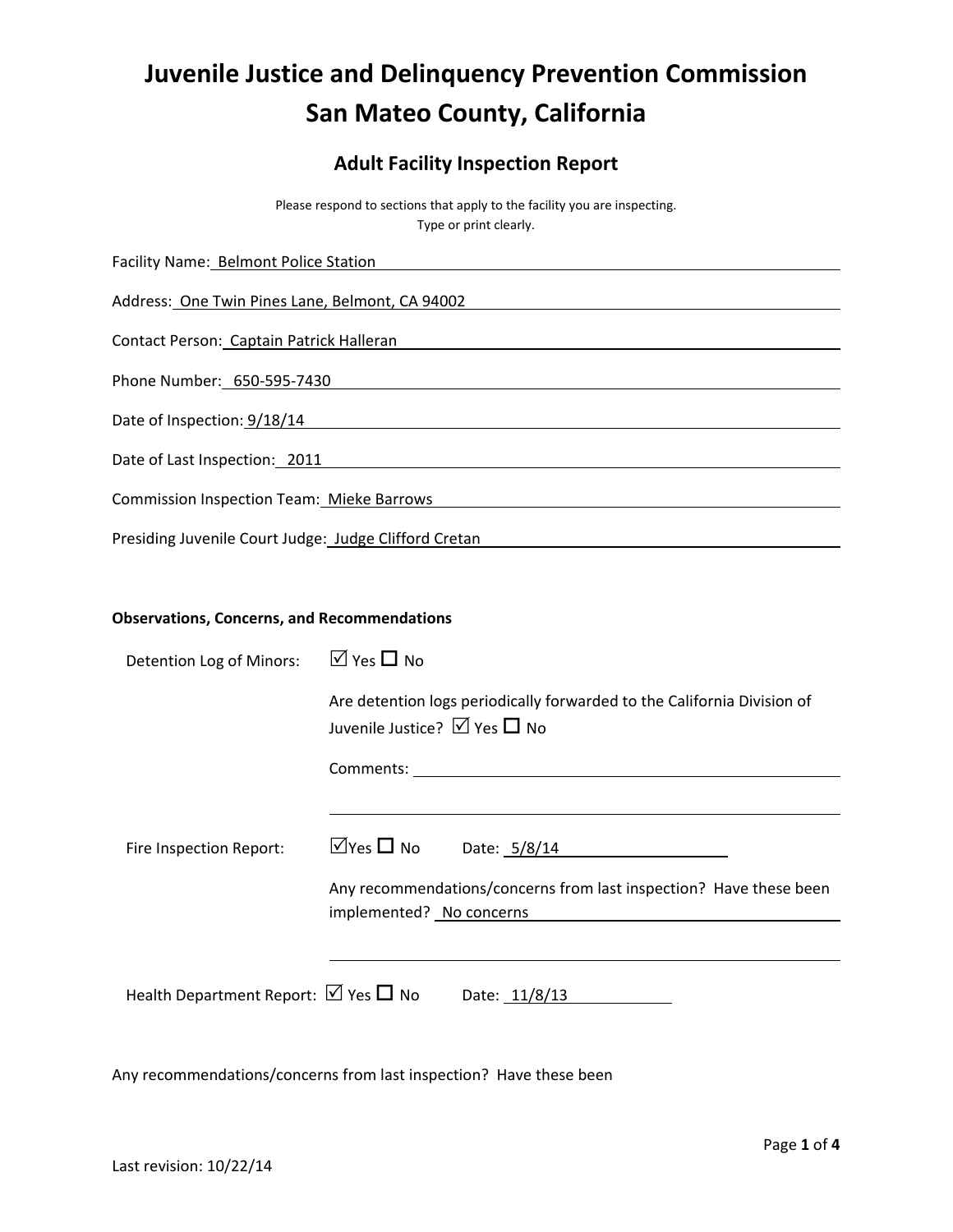# Juvenile Justice and Delinquency Prevention Commission
# San Mateo County, California

## Adult Facility Inspection Report

Please respond to sections that apply to the facility you are inspecting.
Type or print clearly.

Facility Name: Belmont Police Station

Address: One Twin Pines Lane, Belmont, CA 94002

Contact Person: Captain Patrick Halleran

Phone Number: 650-595-7430

Date of Inspection: 9/18/14

Date of Last Inspection: 2011

Commission Inspection Team: Mieke Barrows

Presiding Juvenile Court Judge: Judge Clifford Cretan

**Observations, Concerns, and Recommendations**

Detention Log of Minors: ☑ Yes ☐ No

Are detention logs periodically forwarded to the California Division of Juvenile Justice? ☑ Yes ☐ No

Comments:

Fire Inspection Report: ☑Yes ☐ No Date: 5/8/14

Any recommendations/concerns from last inspection? Have these been implemented? No concerns

Health Department Report: ☑ Yes ☐ No Date: 11/8/13

Any recommendations/concerns from last inspection? Have these been

Last revision: 10/22/14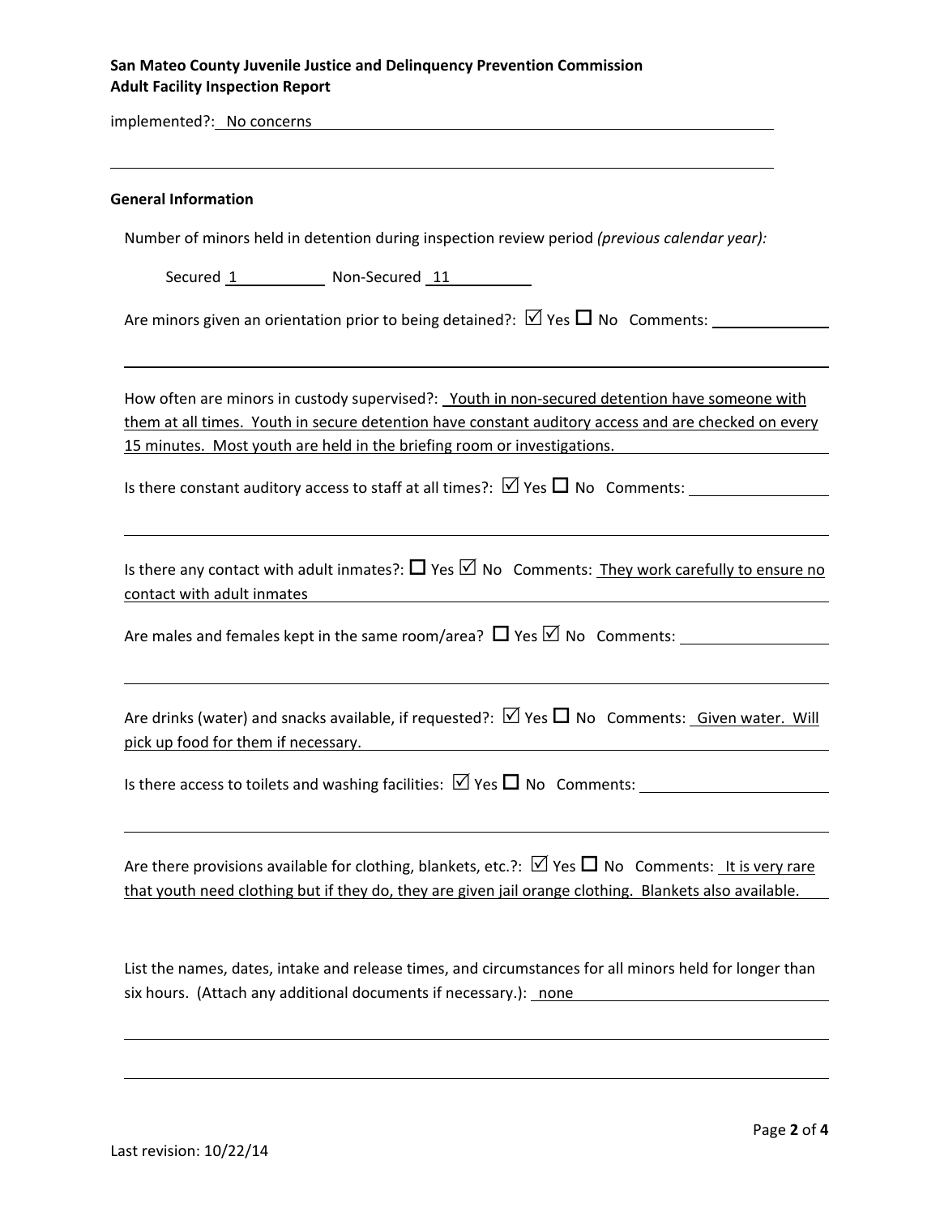implemented?: No concerns

### General Information

Number of minors held in detention during inspection review period *(previous calendar year):*

Secured 1 Non-Secured 11

Are minors given an orientation prior to being detained?: ☑ Yes ☐ No Comments:

How often are minors in custody supervised?: Youth in non-secured detention have someone with them at all times. Youth in secure detention have constant auditory access and are checked on every 15 minutes. Most youth are held in the briefing room or investigations.

Is there constant auditory access to staff at all times?: ☑ Yes ☐ No Comments:

Is there any contact with adult inmates?: ☐ Yes ☑ No Comments: They work carefully to ensure no contact with adult inmates

Are males and females kept in the same room/area? ☐ Yes ☑ No Comments:

Are drinks (water) and snacks available, if requested?: ☑ Yes ☐ No Comments: Given water. Will pick up food for them if necessary.

Is there access to toilets and washing facilities: ☑ Yes ☐ No Comments:

Are there provisions available for clothing, blankets, etc.?: ☑ Yes ☐ No Comments: It is very rare that youth need clothing but if they do, they are given jail orange clothing. Blankets also available.

List the names, dates, intake and release times, and circumstances for all minors held for longer than six hours. (Attach any additional documents if necessary.): none

Last revision: 10/22/14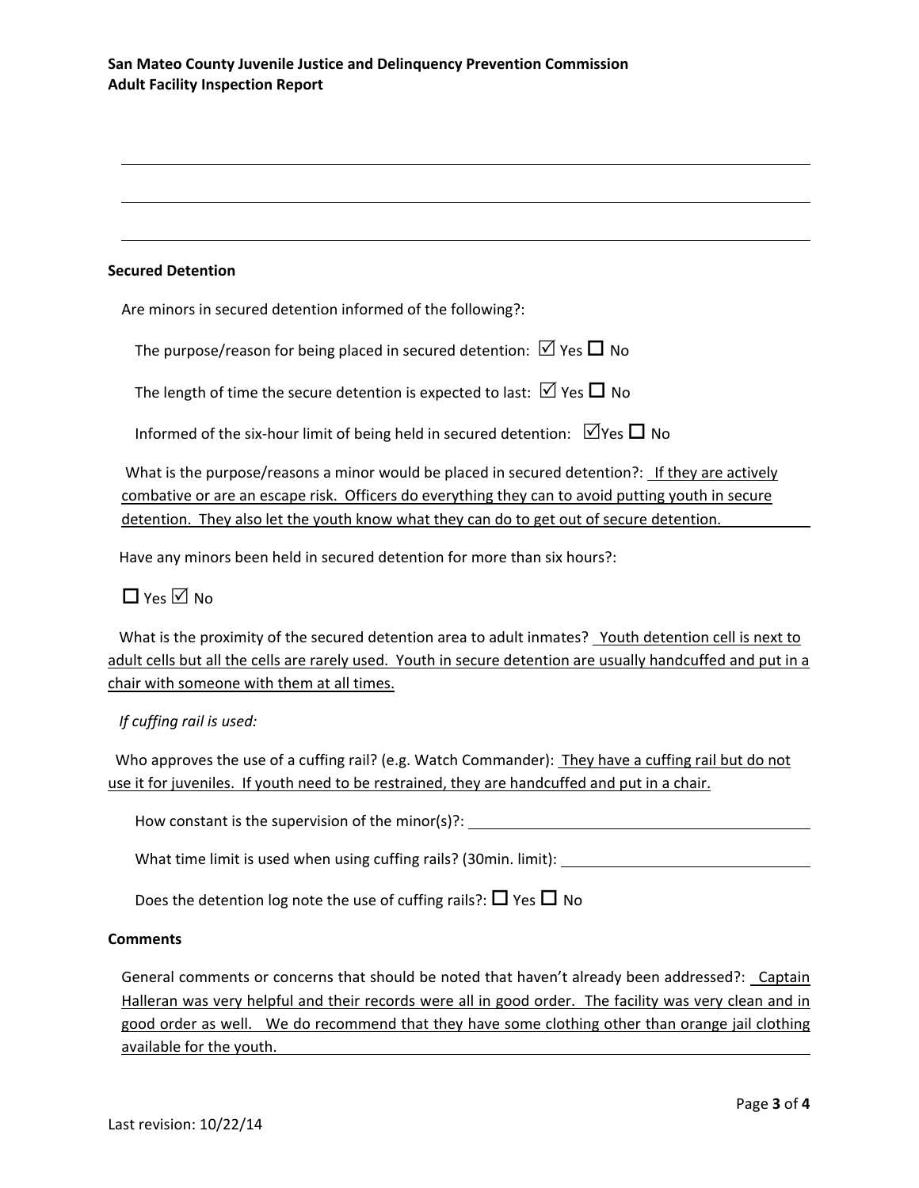## Secured Detention

Are minors in secured detention informed of the following?:

The purpose/reason for being placed in secured detention: ☑ Yes ☐ No

The length of time the secure detention is expected to last: ☑ Yes ☐ No

Informed of the six-hour limit of being held in secured detention: ☑Yes ☐ No

What is the purpose/reasons a minor would be placed in secured detention?: If they are actively combative or are an escape risk. Officers do everything they can to avoid putting youth in secure detention. They also let the youth know what they can do to get out of secure detention.

Have any minors been held in secured detention for more than six hours?:

☐ Yes ☑ No

What is the proximity of the secured detention area to adult inmates? Youth detention cell is next to adult cells but all the cells are rarely used. Youth in secure detention are usually handcuffed and put in a chair with someone with them at all times.

*If cuffing rail is used:*

Who approves the use of a cuffing rail? (e.g. Watch Commander): They have a cuffing rail but do not use it for juveniles. If youth need to be restrained, they are handcuffed and put in a chair.

How constant is the supervision of the minor(s)?: \_\_\_\_\_\_\_\_\_\_\_\_\_\_\_\_\_\_\_\_\_\_\_\_\_\_\_\_\_\_\_\_

What time limit is used when using cuffing rails? (30min. limit): \_\_\_\_\_\_\_\_\_\_\_\_\_\_\_\_\_\_\_\_\_\_\_\_

Does the detention log note the use of cuffing rails?: ☐ Yes ☐ No

## Comments

General comments or concerns that should be noted that haven't already been addressed?: Captain Halleran was very helpful and their records were all in good order. The facility was very clean and in good order as well. We do recommend that they have some clothing other than orange jail clothing available for the youth.

Last revision: 10/22/14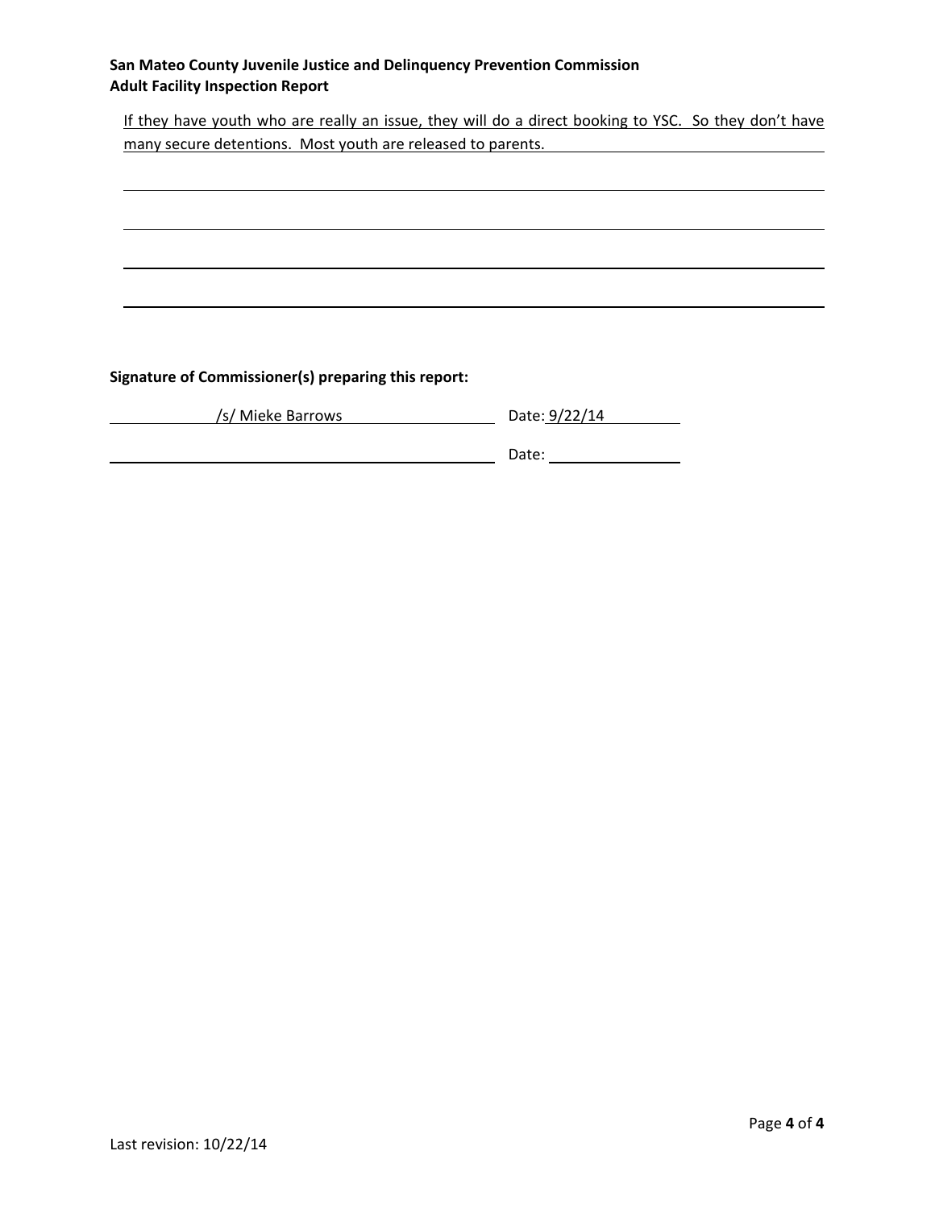If they have youth who are really an issue, they will do a direct booking to YSC. So they don't have many secure detentions. Most youth are released to parents.

**Signature of Commissioner(s) preparing this report:**

/s/ Mieke Barrows Date: 9/22/14

Date:

Last revision: 10/22/14